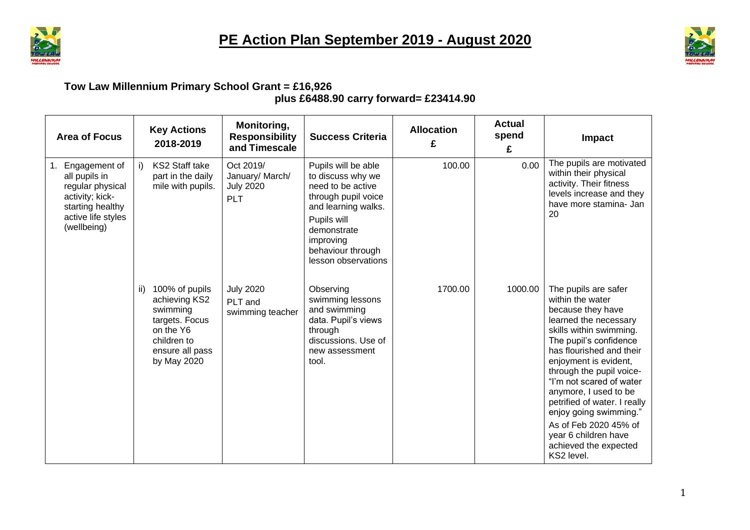# PE Action Plan September 2019 - August 2020

**Tow Law Millennium Primary School Grant = £16,926**
**plus £6488.90 carry forward= £23414.90**

| Area of Focus | Key Actions 2018-2019 | Monitoring, Responsibility and Timescale | Success Criteria | Allocation £ | Actual spend £ | Impact |
|---|---|---|---|---|---|---|
| 1. Engagement of all pupils in regular physical activity; kick-starting healthy active life styles (wellbeing) | i) KS2 Staff take part in the daily mile with pupils. | Oct 2019/ January/ March/ July 2020 PLT | Pupils will be able to discuss why we need to be active through pupil voice and learning walks. Pupils will demonstrate improving behaviour through lesson observations | 100.00 | 0.00 | The pupils are motivated within their physical activity. Their fitness levels increase and they have more stamina- Jan 20 |
| | ii) 100% of pupils achieving KS2 swimming targets. Focus on the Y6 children to ensure all pass by May 2020 | July 2020 PLT and swimming teacher | Observing swimming lessons and swimming data. Pupil's views through discussions. Use of new assessment tool. | 1700.00 | 1000.00 | The pupils are safer within the water because they have learned the necessary skills within swimming. The pupil's confidence has flourished and their enjoyment is evident, through the pupil voice- "I'm not scared of water anymore, I used to be petrified of water. I really enjoy going swimming." As of Feb 2020 45% of year 6 children have achieved the expected KS2 level. |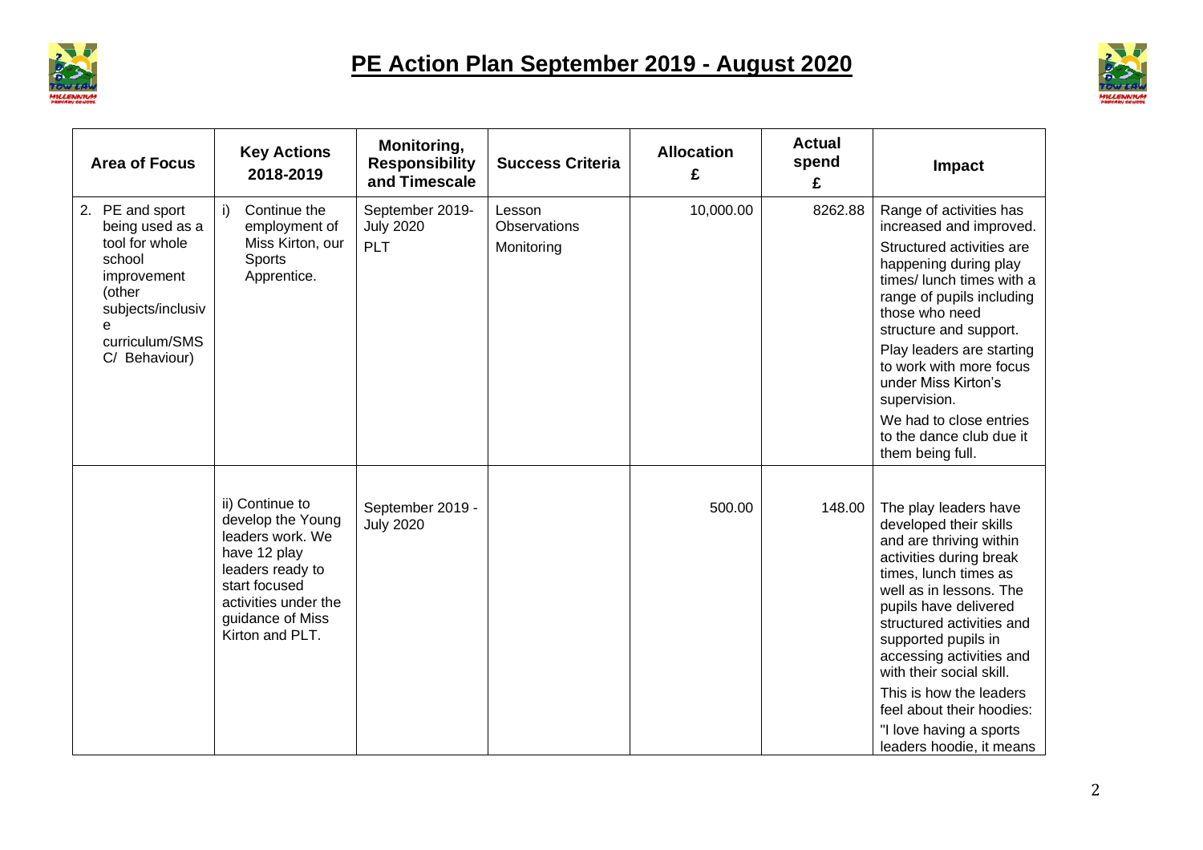# PE Action Plan September 2019 - August 2020

| Area of Focus | Key Actions 2018-2019 | Monitoring, Responsibility and Timescale | Success Criteria | Allocation £ | Actual spend £ | Impact |
|---|---|---|---|---|---|---|
| 2. PE and sport being used as a tool for whole school improvement (other subjects/inclusive curriculum/SMSC/ Behaviour) | i) Continue the employment of Miss Kirton, our Sports Apprentice. | September 2019-July 2020 PLT | Lesson Observations Monitoring | 10,000.00 | 8262.88 | Range of activities has increased and improved. Structured activities are happening during play times/ lunch times with a range of pupils including those who need structure and support. Play leaders are starting to work with more focus under Miss Kirton's supervision. We had to close entries to the dance club due it them being full. |
| | ii) Continue to develop the Young leaders work. We have 12 play leaders ready to start focused activities under the guidance of Miss Kirton and PLT. | September 2019 - July 2020 | | 500.00 | 148.00 | The play leaders have developed their skills and are thriving within activities during break times, lunch times as well as in lessons. The pupils have delivered structured activities and supported pupils in accessing activities and with their social skill. This is how the leaders feel about their hoodies: "I love having a sports leaders hoodie, it means |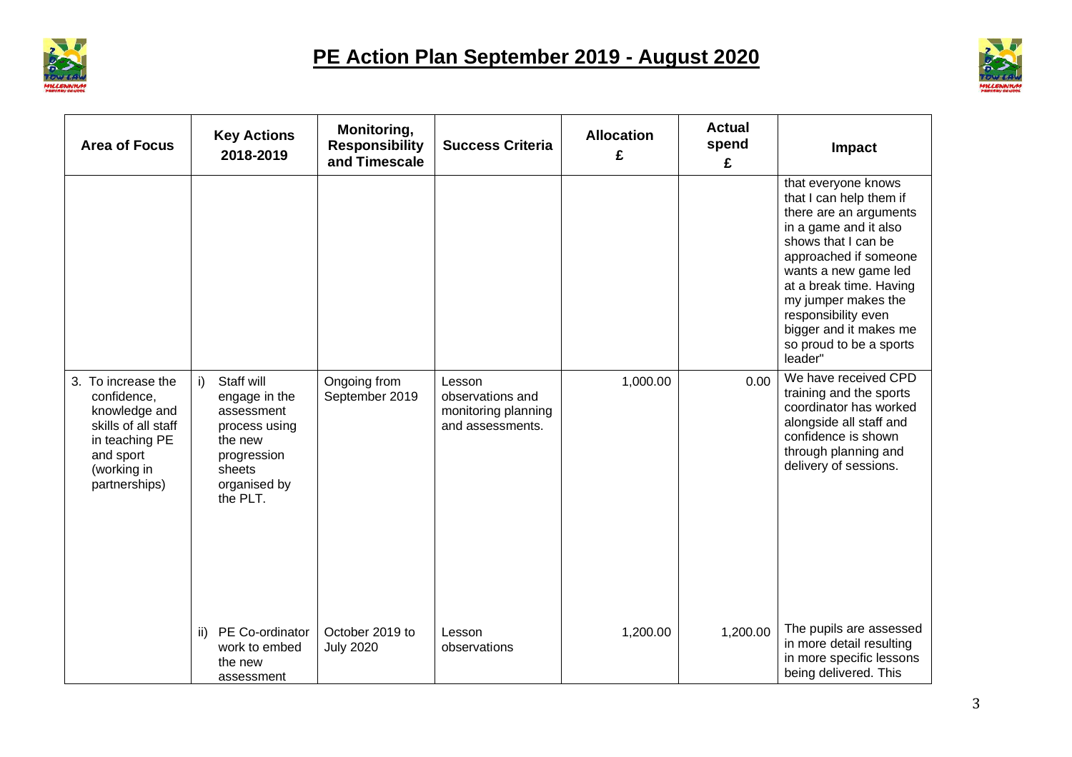# PE Action Plan September 2019 - August 2020

| Area of Focus | Key Actions 2018-2019 | Monitoring, Responsibility and Timescale | Success Criteria | Allocation £ | Actual spend £ | Impact |
|---|---|---|---|---|---|---|
| | | | | | | that everyone knows that I can help them if there are an arguments in a game and it also shows that I can be approached if someone wants a new game led at a break time. Having my jumper makes the responsibility even bigger and it makes me so proud to be a sports leader" |
| 3. To increase the confidence, knowledge and skills of all staff in teaching PE and sport (working in partnerships) | i) Staff will engage in the assessment process using the new progression sheets organised by the PLT. | Ongoing from September 2019 | Lesson observations and monitoring planning and assessments. | 1,000.00 | 0.00 | We have received CPD training and the sports coordinator has worked alongside all staff and confidence is shown through planning and delivery of sessions. |
| | ii) PE Co-ordinator work to embed the new assessment | October 2019 to July 2020 | Lesson observations | 1,200.00 | 1,200.00 | The pupils are assessed in more detail resulting in more specific lessons being delivered. This |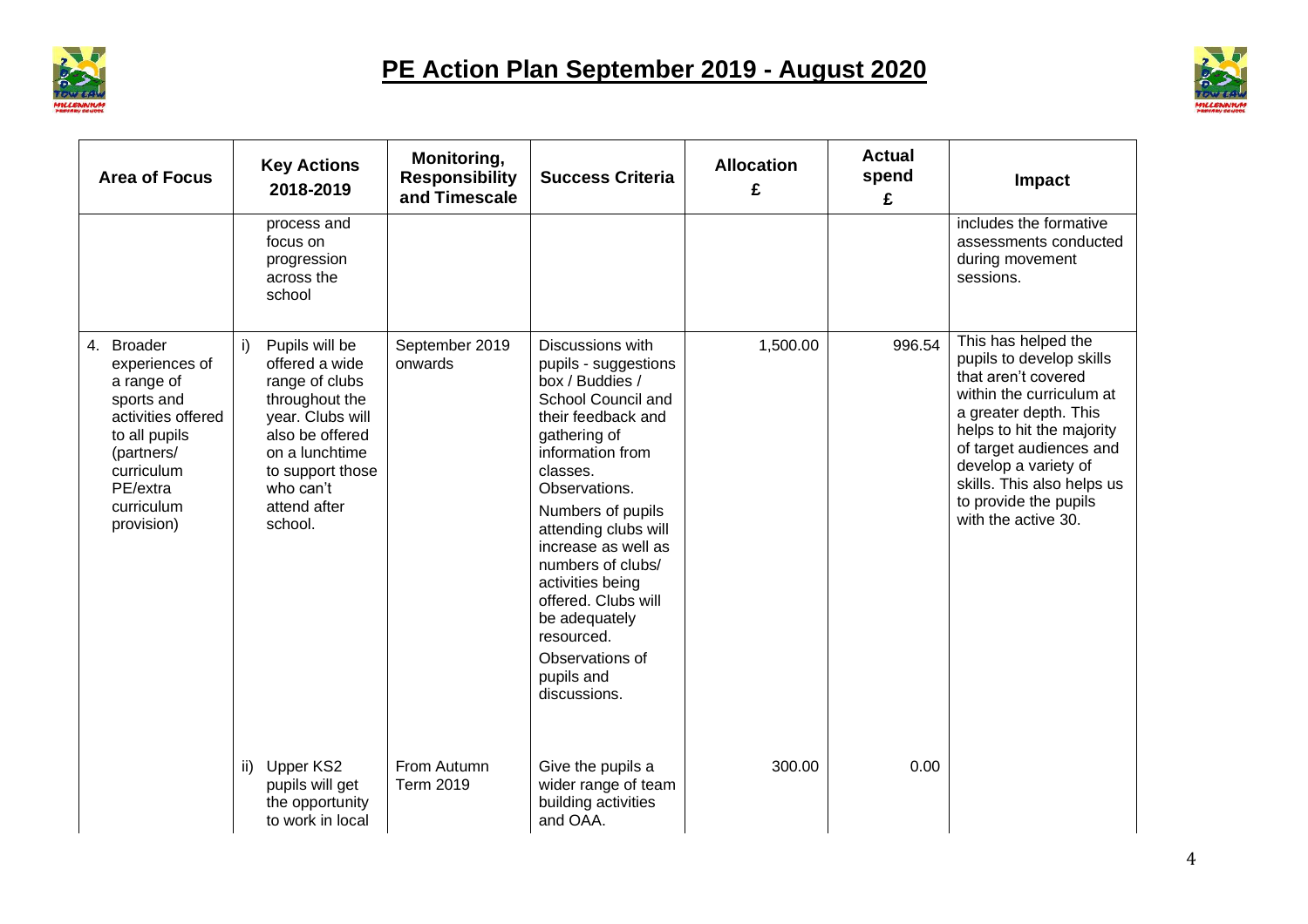# PE Action Plan September 2019 - August 2020

| Area of Focus | Key Actions 2018-2019 | Monitoring, Responsibility and Timescale | Success Criteria | Allocation £ | Actual spend £ | Impact |
|---|---|---|---|---|---|---|
| | process and focus on progression across the school | | | | | includes the formative assessments conducted during movement sessions. |
| 4. Broader experiences of a range of sports and activities offered to all pupils (partners/ curriculum PE/extra curriculum provision) | i) Pupils will be offered a wide range of clubs throughout the year. Clubs will also be offered on a lunchtime to support those who can't attend after school. | September 2019 onwards | Discussions with pupils - suggestions box / Buddies / School Council and their feedback and gathering of information from classes. Observations. Numbers of pupils attending clubs will increase as well as numbers of clubs/ activities being offered. Clubs will be adequately resourced. Observations of pupils and discussions. | 1,500.00 | 996.54 | This has helped the pupils to develop skills that aren't covered within the curriculum at a greater depth. This helps to hit the majority of target audiences and develop a variety of skills. This also helps us to provide the pupils with the active 30. |
| | ii) Upper KS2 pupils will get the opportunity to work in local | From Autumn Term 2019 | Give the pupils a wider range of team building activities and OAA. | 300.00 | 0.00 | |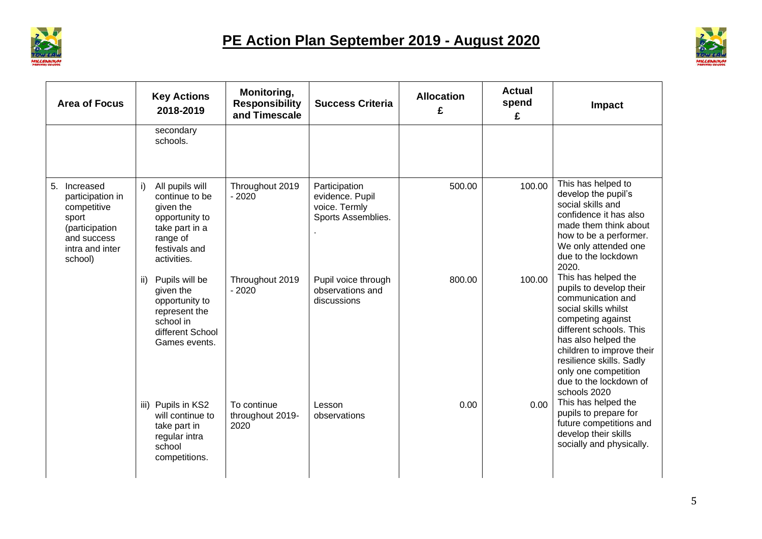# PE Action Plan September 2019 - August 2020

| Area of Focus | Key Actions 2018-2019 | Monitoring, Responsibility and Timescale | Success Criteria | Allocation £ | Actual spend £ | Impact |
|---|---|---|---|---|---|---|
| | secondary schools. | | | | | |
| 5. Increased participation in competitive sport (participation and success intra and inter school) | i) All pupils will continue to be given the opportunity to take part in a range of festivals and activities. | Throughout 2019 - 2020 | Participation evidence. Pupil voice. Termly Sports Assemblies. . | 500.00 | 100.00 | This has helped to develop the pupil's social skills and confidence it has also made them think about how to be a performer. We only attended one due to the lockdown 2020. |
| | ii) Pupils will be given the opportunity to represent the school in different School Games events. | Throughout 2019 - 2020 | Pupil voice through observations and discussions | 800.00 | 100.00 | This has helped the pupils to develop their communication and social skills whilst competing against different schools. This has also helped the children to improve their resilience skills. Sadly only one competition due to the lockdown of schools 2020 |
| | iii) Pupils in KS2 will continue to take part in regular intra school competitions. | To continue throughout 2019-2020 | Lesson observations | 0.00 | 0.00 | This has helped the pupils to prepare for future competitions and develop their skills socially and physically. |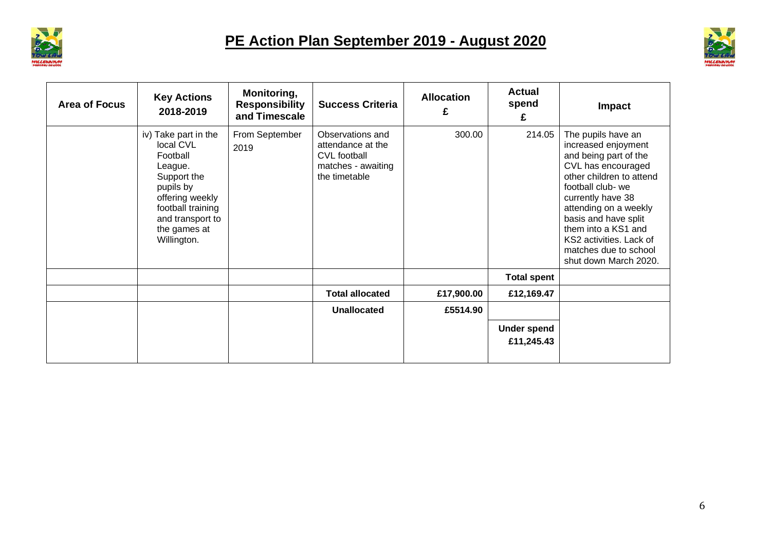# PE Action Plan September 2019 - August 2020

| Area of Focus | Key Actions 2018-2019 | Monitoring, Responsibility and Timescale | Success Criteria | Allocation £ | Actual spend £ | Impact |
|---|---|---|---|---|---|---|
| | iv) Take part in the local CVL Football League. Support the pupils by offering weekly football training and transport to the games at Willington. | From September 2019 | Observations and attendance at the CVL football matches - awaiting the timetable | 300.00 | 214.05 | The pupils have an increased enjoyment and being part of the CVL has encouraged other children to attend football club- we currently have 38 attending on a weekly basis and have split them into a KS1 and KS2 activities. Lack of matches due to school shut down March 2020. |
| | | | | | **Total spent** | |
| | | | **Total allocated** | **£17,900.00** | **£12,169.47** | |
| | | | **Unallocated** | **£5514.90** | | |
| | | | | | **Under spend £11,245.43** | |